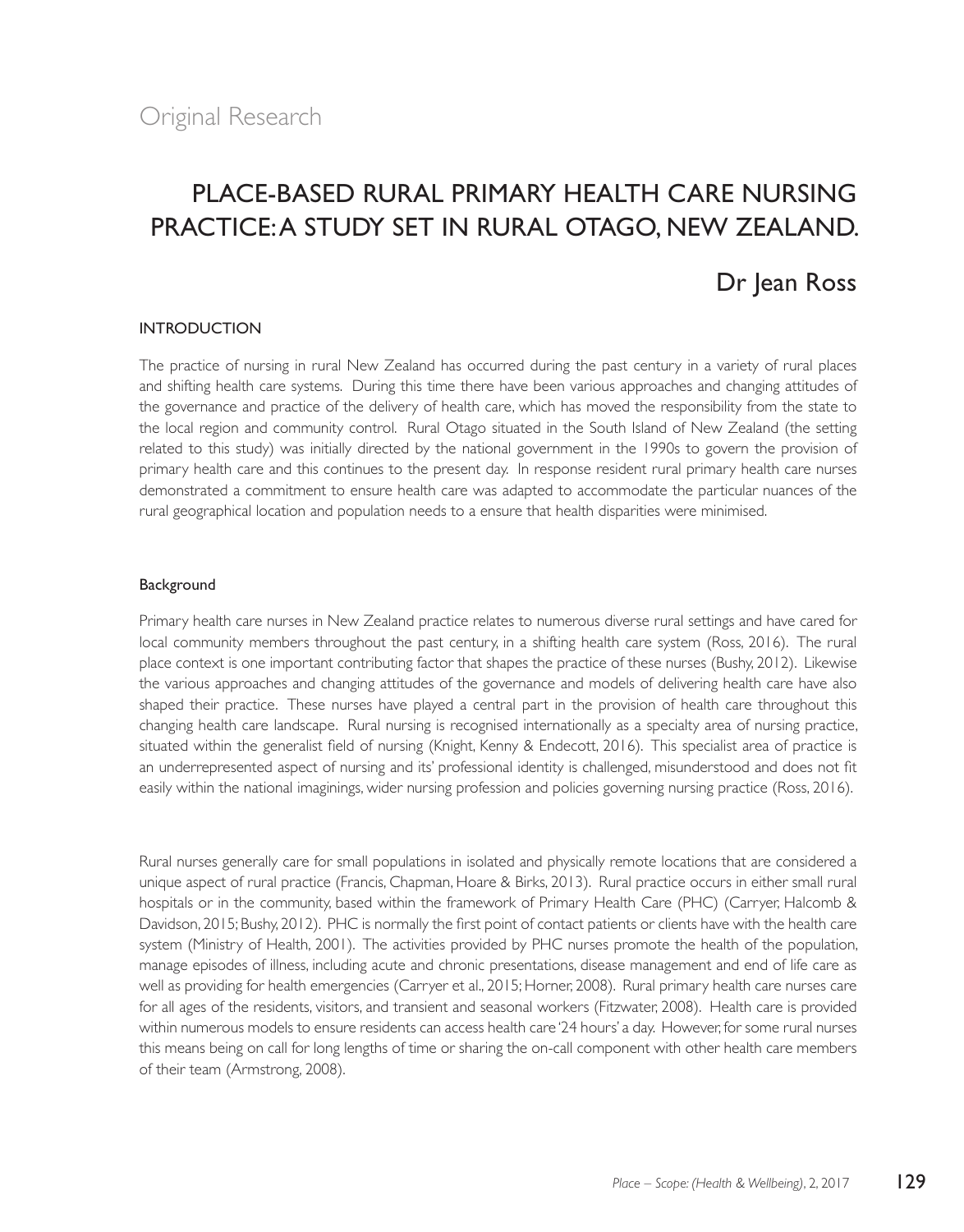Original Research

# PLACE-BASED RURAL PRIMARY HEALTH CARE NURSING PRACTICE: A STUDY SET IN RURAL OTAGO, NEW ZEALAND.

## Dr Jean Ross

### INTRODUCTION

The practice of nursing in rural New Zealand has occurred during the past century in a variety of rural places and shifting health care systems. During this time there have been various approaches and changing attitudes of the governance and practice of the delivery of health care, which has moved the responsibility from the state to the local region and community control. Rural Otago situated in the South Island of New Zealand (the setting related to this study) was initially directed by the national government in the 1990s to govern the provision of primary health care and this continues to the present day. In response resident rural primary health care nurses demonstrated a commitment to ensure health care was adapted to accommodate the particular nuances of the rural geographical location and population needs to a ensure that health disparities were minimised.

#### Background

Primary health care nurses in New Zealand practice relates to numerous diverse rural settings and have cared for local community members throughout the past century, in a shifting health care system (Ross, 2016). The rural place context is one important contributing factor that shapes the practice of these nurses (Bushy, 2012). Likewise the various approaches and changing attitudes of the governance and models of delivering health care have also shaped their practice. These nurses have played a central part in the provision of health care throughout this changing health care landscape. Rural nursing is recognised internationally as a specialty area of nursing practice, situated within the generalist field of nursing (Knight, Kenny & Endecott, 2016). This specialist area of practice is an underrepresented aspect of nursing and its' professional identity is challenged, misunderstood and does not fit easily within the national imaginings, wider nursing profession and policies governing nursing practice (Ross, 2016).

Rural nurses generally care for small populations in isolated and physically remote locations that are considered a unique aspect of rural practice (Francis, Chapman, Hoare & Birks, 2013). Rural practice occurs in either small rural hospitals or in the community, based within the framework of Primary Health Care (PHC) (Carryer, Halcomb & Davidson, 2015; Bushy, 2012). PHC is normally the first point of contact patients or clients have with the health care system (Ministry of Health, 2001). The activities provided by PHC nurses promote the health of the population, manage episodes of illness, including acute and chronic presentations, disease management and end of life care as well as providing for health emergencies (Carryer et al., 2015; Horner, 2008). Rural primary health care nurses care for all ages of the residents, visitors, and transient and seasonal workers (Fitzwater, 2008). Health care is provided within numerous models to ensure residents can access health care '24 hours' a day. However, for some rural nurses this means being on call for long lengths of time or sharing the on-call component with other health care members of their team (Armstrong, 2008).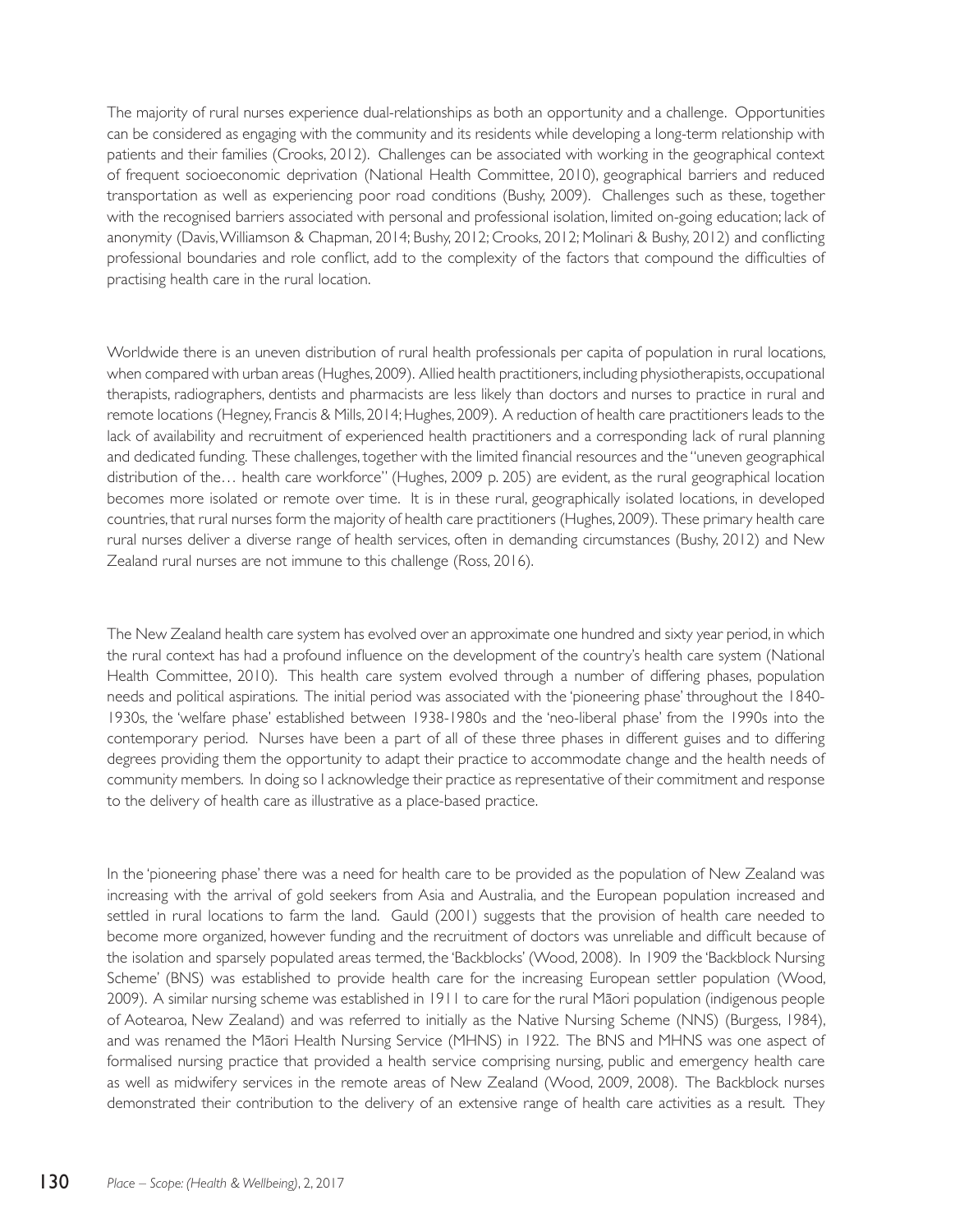The majority of rural nurses experience dual-relationships as both an opportunity and a challenge. Opportunities can be considered as engaging with the community and its residents while developing a long-term relationship with patients and their families (Crooks, 2012). Challenges can be associated with working in the geographical context of frequent socioeconomic deprivation (National Health Committee, 2010), geographical barriers and reduced transportation as well as experiencing poor road conditions (Bushy, 2009). Challenges such as these, together with the recognised barriers associated with personal and professional isolation, limited on-going education; lack of anonymity (Davis, Williamson & Chapman, 2014; Bushy, 2012; Crooks, 2012; Molinari & Bushy, 2012) and conflicting professional boundaries and role conflict, add to the complexity of the factors that compound the difficulties of practising health care in the rural location.

Worldwide there is an uneven distribution of rural health professionals per capita of population in rural locations, when compared with urban areas (Hughes, 2009). Allied health practitioners, including physiotherapists, occupational therapists, radiographers, dentists and pharmacists are less likely than doctors and nurses to practice in rural and remote locations (Hegney, Francis & Mills, 2014; Hughes, 2009). A reduction of health care practitioners leads to the lack of availability and recruitment of experienced health practitioners and a corresponding lack of rural planning and dedicated funding. These challenges, together with the limited financial resources and the "uneven geographical distribution of the… health care workforce" (Hughes, 2009 p. 205) are evident, as the rural geographical location becomes more isolated or remote over time. It is in these rural, geographically isolated locations, in developed countries, that rural nurses form the majority of health care practitioners (Hughes, 2009). These primary health care rural nurses deliver a diverse range of health services, often in demanding circumstances (Bushy, 2012) and New Zealand rural nurses are not immune to this challenge (Ross, 2016).

The New Zealand health care system has evolved over an approximate one hundred and sixty year period, in which the rural context has had a profound influence on the development of the country's health care system (National Health Committee, 2010). This health care system evolved through a number of differing phases, population needs and political aspirations. The initial period was associated with the 'pioneering phase' throughout the 1840-1930s, the 'welfare phase' established between 1938-1980s and the 'neo-liberal phase' from the 1990s into the contemporary period. Nurses have been a part of all of these three phases in different guises and to differing degrees providing them the opportunity to adapt their practice to accommodate change and the health needs of community members. In doing so I acknowledge their practice as representative of their commitment and response to the delivery of health care as illustrative as a place-based practice.

In the 'pioneering phase' there was a need for health care to be provided as the population of New Zealand was increasing with the arrival of gold seekers from Asia and Australia, and the European population increased and settled in rural locations to farm the land. Gauld (2001) suggests that the provision of health care needed to become more organized, however funding and the recruitment of doctors was unreliable and difficult because of the isolation and sparsely populated areas termed, the 'Backblocks' (Wood, 2008). In 1909 the 'Backblock Nursing Scheme' (BNS) was established to provide health care for the increasing European settler population (Wood, 2009). A similar nursing scheme was established in 1911 to care for the rural Māori population (indigenous people of Aotearoa, New Zealand) and was referred to initially as the Native Nursing Scheme (NNS) (Burgess, 1984), and was renamed the Māori Health Nursing Service (MHNS) in 1922. The BNS and MHNS was one aspect of formalised nursing practice that provided a health service comprising nursing, public and emergency health care as well as midwifery services in the remote areas of New Zealand (Wood, 2009, 2008). The Backblock nurses demonstrated their contribution to the delivery of an extensive range of health care activities as a result. They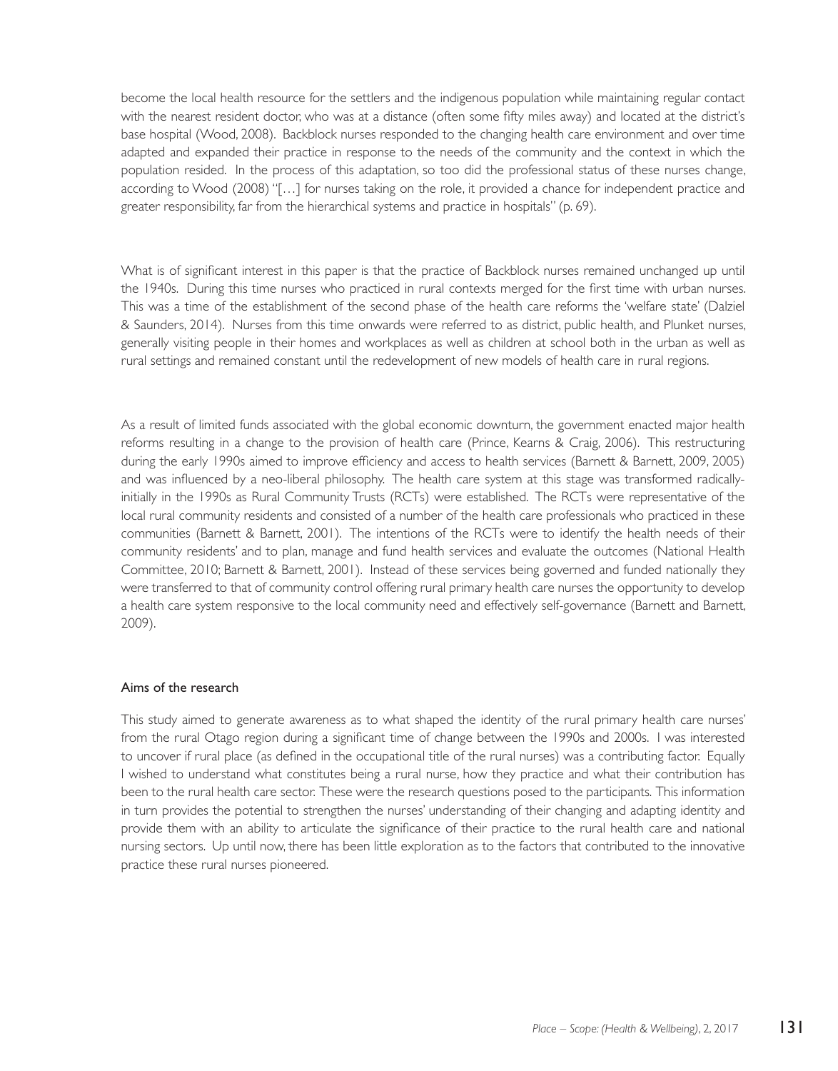become the local health resource for the settlers and the indigenous population while maintaining regular contact with the nearest resident doctor, who was at a distance (often some fifty miles away) and located at the district's base hospital (Wood, 2008). Backblock nurses responded to the changing health care environment and over time adapted and expanded their practice in response to the needs of the community and the context in which the population resided. In the process of this adaptation, so too did the professional status of these nurses change, according to Wood (2008) "[…] for nurses taking on the role, it provided a chance for independent practice and greater responsibility, far from the hierarchical systems and practice in hospitals" (p. 69).

What is of significant interest in this paper is that the practice of Backblock nurses remained unchanged up until the 1940s. During this time nurses who practiced in rural contexts merged for the first time with urban nurses. This was a time of the establishment of the second phase of the health care reforms the 'welfare state' (Dalziel & Saunders, 2014). Nurses from this time onwards were referred to as district, public health, and Plunket nurses, generally visiting people in their homes and workplaces as well as children at school both in the urban as well as rural settings and remained constant until the redevelopment of new models of health care in rural regions.

As a result of limited funds associated with the global economic downturn, the government enacted major health reforms resulting in a change to the provision of health care (Prince, Kearns & Craig, 2006). This restructuring during the early 1990s aimed to improve efficiency and access to health services (Barnett & Barnett, 2009, 2005) and was influenced by a neo-liberal philosophy. The health care system at this stage was transformed radically-initially in the 1990s as Rural Community Trusts (RCTs) were established. The RCTs were representative of the local rural community residents and consisted of a number of the health care professionals who practiced in these communities (Barnett & Barnett, 2001). The intentions of the RCTs were to identify the health needs of their community residents' and to plan, manage and fund health services and evaluate the outcomes (National Health Committee, 2010; Barnett & Barnett, 2001). Instead of these services being governed and funded nationally they were transferred to that of community control offering rural primary health care nurses the opportunity to develop a health care system responsive to the local community need and effectively self-governance (Barnett and Barnett, 2009).

## Aims of the research

This study aimed to generate awareness as to what shaped the identity of the rural primary health care nurses' from the rural Otago region during a significant time of change between the 1990s and 2000s. I was interested to uncover if rural place (as defined in the occupational title of the rural nurses) was a contributing factor. Equally I wished to understand what constitutes being a rural nurse, how they practice and what their contribution has been to the rural health care sector. These were the research questions posed to the participants. This information in turn provides the potential to strengthen the nurses' understanding of their changing and adapting identity and provide them with an ability to articulate the significance of their practice to the rural health care and national nursing sectors. Up until now, there has been little exploration as to the factors that contributed to the innovative practice these rural nurses pioneered.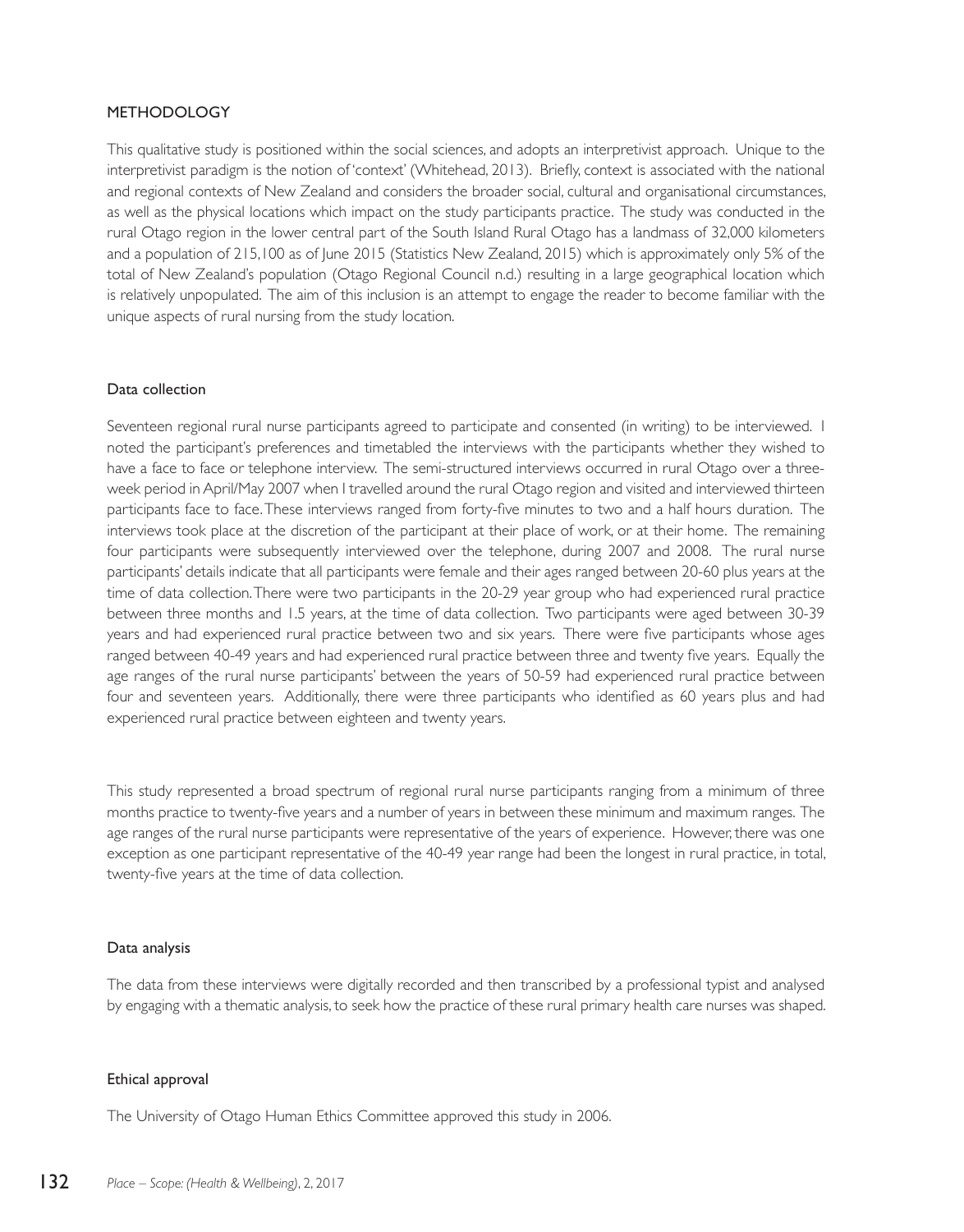## METHODOLOGY

This qualitative study is positioned within the social sciences, and adopts an interpretivist approach. Unique to the interpretivist paradigm is the notion of 'context' (Whitehead, 2013). Briefly, context is associated with the national and regional contexts of New Zealand and considers the broader social, cultural and organisational circumstances, as well as the physical locations which impact on the study participants practice. The study was conducted in the rural Otago region in the lower central part of the South Island Rural Otago has a landmass of 32,000 kilometers and a population of 215,100 as of June 2015 (Statistics New Zealand, 2015) which is approximately only 5% of the total of New Zealand's population (Otago Regional Council n.d.) resulting in a large geographical location which is relatively unpopulated. The aim of this inclusion is an attempt to engage the reader to become familiar with the unique aspects of rural nursing from the study location.

### Data collection

Seventeen regional rural nurse participants agreed to participate and consented (in writing) to be interviewed. I noted the participant's preferences and timetabled the interviews with the participants whether they wished to have a face to face or telephone interview. The semi-structured interviews occurred in rural Otago over a three-week period in April/May 2007 when I travelled around the rural Otago region and visited and interviewed thirteen participants face to face. These interviews ranged from forty-five minutes to two and a half hours duration. The interviews took place at the discretion of the participant at their place of work, or at their home. The remaining four participants were subsequently interviewed over the telephone, during 2007 and 2008. The rural nurse participants' details indicate that all participants were female and their ages ranged between 20-60 plus years at the time of data collection. There were two participants in the 20-29 year group who had experienced rural practice between three months and 1.5 years, at the time of data collection. Two participants were aged between 30-39 years and had experienced rural practice between two and six years. There were five participants whose ages ranged between 40-49 years and had experienced rural practice between three and twenty five years. Equally the age ranges of the rural nurse participants' between the years of 50-59 had experienced rural practice between four and seventeen years. Additionally, there were three participants who identified as 60 years plus and had experienced rural practice between eighteen and twenty years.

This study represented a broad spectrum of regional rural nurse participants ranging from a minimum of three months practice to twenty-five years and a number of years in between these minimum and maximum ranges. The age ranges of the rural nurse participants were representative of the years of experience. However, there was one exception as one participant representative of the 40-49 year range had been the longest in rural practice, in total, twenty-five years at the time of data collection.

### Data analysis

The data from these interviews were digitally recorded and then transcribed by a professional typist and analysed by engaging with a thematic analysis, to seek how the practice of these rural primary health care nurses was shaped.

### Ethical approval

The University of Otago Human Ethics Committee approved this study in 2006.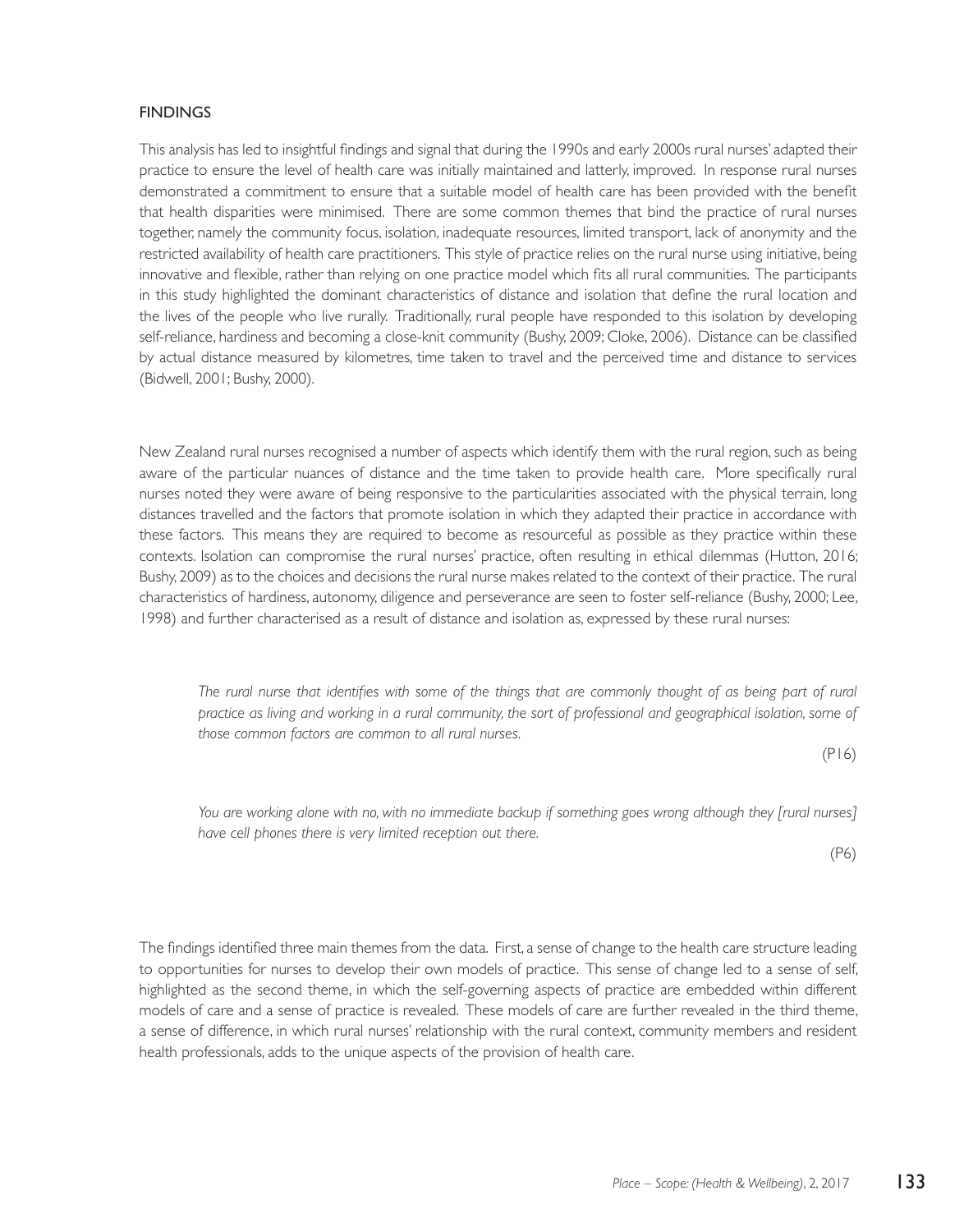## FINDINGS

This analysis has led to insightful findings and signal that during the 1990s and early 2000s rural nurses' adapted their practice to ensure the level of health care was initially maintained and latterly, improved. In response rural nurses demonstrated a commitment to ensure that a suitable model of health care has been provided with the benefit that health disparities were minimised. There are some common themes that bind the practice of rural nurses together, namely the community focus, isolation, inadequate resources, limited transport, lack of anonymity and the restricted availability of health care practitioners. This style of practice relies on the rural nurse using initiative, being innovative and flexible, rather than relying on one practice model which fits all rural communities. The participants in this study highlighted the dominant characteristics of distance and isolation that define the rural location and the lives of the people who live rurally. Traditionally, rural people have responded to this isolation by developing self-reliance, hardiness and becoming a close-knit community (Bushy, 2009; Cloke, 2006). Distance can be classified by actual distance measured by kilometres, time taken to travel and the perceived time and distance to services (Bidwell, 2001; Bushy, 2000).

New Zealand rural nurses recognised a number of aspects which identify them with the rural region, such as being aware of the particular nuances of distance and the time taken to provide health care. More specifically rural nurses noted they were aware of being responsive to the particularities associated with the physical terrain, long distances travelled and the factors that promote isolation in which they adapted their practice in accordance with these factors. This means they are required to become as resourceful as possible as they practice within these contexts. Isolation can compromise the rural nurses' practice, often resulting in ethical dilemmas (Hutton, 2016; Bushy, 2009) as to the choices and decisions the rural nurse makes related to the context of their practice. The rural characteristics of hardiness, autonomy, diligence and perseverance are seen to foster self-reliance (Bushy, 2000; Lee, 1998) and further characterised as a result of distance and isolation as, expressed by these rural nurses:

> *The rural nurse that identifies with some of the things that are commonly thought of as being part of rural practice as living and working in a rural community, the sort of professional and geographical isolation, some of those common factors are common to all rural nurses.*
>
> (P16)

> *You are working alone with no, with no immediate backup if something goes wrong although they [rural nurses] have cell phones there is very limited reception out there.*
>
> (P6)

The findings identified three main themes from the data. First, a sense of change to the health care structure leading to opportunities for nurses to develop their own models of practice. This sense of change led to a sense of self, highlighted as the second theme, in which the self-governing aspects of practice are embedded within different models of care and a sense of practice is revealed. These models of care are further revealed in the third theme, a sense of difference, in which rural nurses' relationship with the rural context, community members and resident health professionals, adds to the unique aspects of the provision of health care.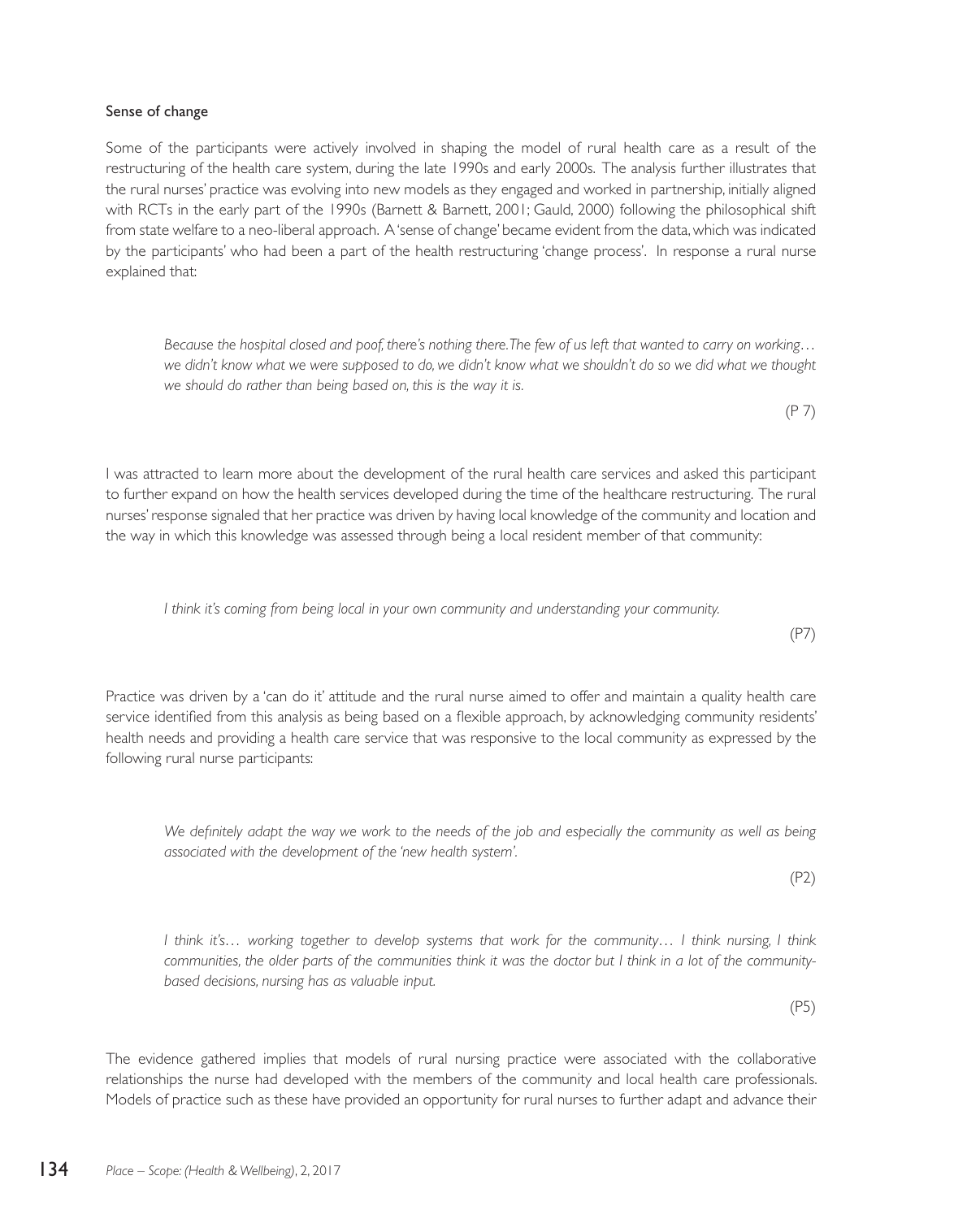### Sense of change

Some of the participants were actively involved in shaping the model of rural health care as a result of the restructuring of the health care system, during the late 1990s and early 2000s. The analysis further illustrates that the rural nurses' practice was evolving into new models as they engaged and worked in partnership, initially aligned with RCTs in the early part of the 1990s (Barnett & Barnett, 2001; Gauld, 2000) following the philosophical shift from state welfare to a neo-liberal approach. A 'sense of change' became evident from the data, which was indicated by the participants' who had been a part of the health restructuring 'change process'. In response a rural nurse explained that:

> *Because the hospital closed and poof, there's nothing there. The few of us left that wanted to carry on working… we didn't know what we were supposed to do, we didn't know what we shouldn't do so we did what we thought we should do rather than being based on, this is the way it is.*
>
> (P 7)

I was attracted to learn more about the development of the rural health care services and asked this participant to further expand on how the health services developed during the time of the healthcare restructuring. The rural nurses' response signaled that her practice was driven by having local knowledge of the community and location and the way in which this knowledge was assessed through being a local resident member of that community:

> *I think it's coming from being local in your own community and understanding your community.*
>
> (P7)

Practice was driven by a 'can do it' attitude and the rural nurse aimed to offer and maintain a quality health care service identified from this analysis as being based on a flexible approach, by acknowledging community residents' health needs and providing a health care service that was responsive to the local community as expressed by the following rural nurse participants:

> *We definitely adapt the way we work to the needs of the job and especially the community as well as being associated with the development of the 'new health system'.*
>
> (P2)

> *I think it's… working together to develop systems that work for the community… I think nursing, I think communities, the older parts of the communities think it was the doctor but I think in a lot of the community-based decisions, nursing has as valuable input.*
>
> (P5)

The evidence gathered implies that models of rural nursing practice were associated with the collaborative relationships the nurse had developed with the members of the community and local health care professionals. Models of practice such as these have provided an opportunity for rural nurses to further adapt and advance their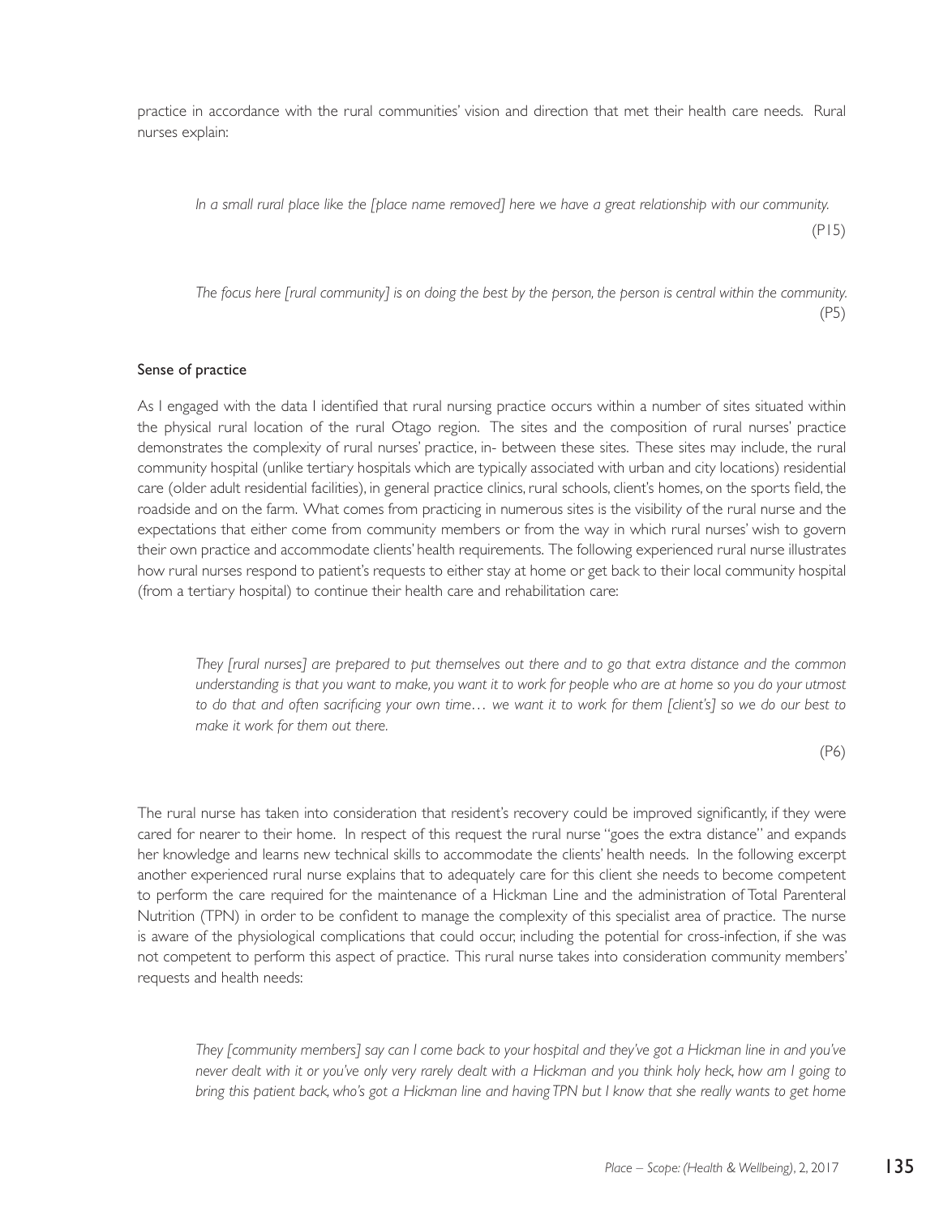practice in accordance with the rural communities' vision and direction that met their health care needs. Rural nurses explain:

> *In a small rural place like the [place name removed] here we have a great relationship with our community.*
>
> (P15)

> *The focus here [rural community] is on doing the best by the person, the person is central within the community.*
>
> (P5)

### Sense of practice

As I engaged with the data I identified that rural nursing practice occurs within a number of sites situated within the physical rural location of the rural Otago region. The sites and the composition of rural nurses' practice demonstrates the complexity of rural nurses' practice, in- between these sites. These sites may include, the rural community hospital (unlike tertiary hospitals which are typically associated with urban and city locations) residential care (older adult residential facilities), in general practice clinics, rural schools, client's homes, on the sports field, the roadside and on the farm. What comes from practicing in numerous sites is the visibility of the rural nurse and the expectations that either come from community members or from the way in which rural nurses' wish to govern their own practice and accommodate clients' health requirements. The following experienced rural nurse illustrates how rural nurses respond to patient's requests to either stay at home or get back to their local community hospital (from a tertiary hospital) to continue their health care and rehabilitation care:

> *They [rural nurses] are prepared to put themselves out there and to go that extra distance and the common understanding is that you want to make, you want it to work for people who are at home so you do your utmost to do that and often sacrificing your own time… we want it to work for them [client's] so we do our best to make it work for them out there.*
>
> (P6)

The rural nurse has taken into consideration that resident's recovery could be improved significantly, if they were cared for nearer to their home. In respect of this request the rural nurse "goes the extra distance" and expands her knowledge and learns new technical skills to accommodate the clients' health needs. In the following excerpt another experienced rural nurse explains that to adequately care for this client she needs to become competent to perform the care required for the maintenance of a Hickman Line and the administration of Total Parenteral Nutrition (TPN) in order to be confident to manage the complexity of this specialist area of practice. The nurse is aware of the physiological complications that could occur, including the potential for cross-infection, if she was not competent to perform this aspect of practice. This rural nurse takes into consideration community members' requests and health needs:

> *They [community members] say can I come back to your hospital and they've got a Hickman line in and you've never dealt with it or you've only very rarely dealt with a Hickman and you think holy heck, how am I going to bring this patient back, who's got a Hickman line and having TPN but I know that she really wants to get home*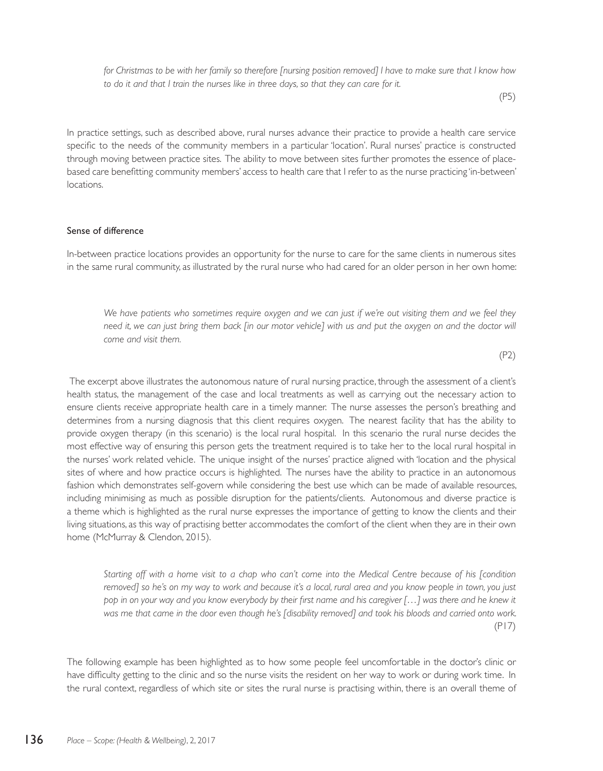*for Christmas to be with her family so therefore [nursing position removed] I have to make sure that I know how to do it and that I train the nurses like in three days, so that they can care for it.*

(P5)

In practice settings, such as described above, rural nurses advance their practice to provide a health care service specific to the needs of the community members in a particular 'location'. Rural nurses' practice is constructed through moving between practice sites. The ability to move between sites further promotes the essence of place-based care benefitting community members' access to health care that I refer to as the nurse practicing 'in-between' locations.

### Sense of difference

In-between practice locations provides an opportunity for the nurse to care for the same clients in numerous sites in the same rural community, as illustrated by the rural nurse who had cared for an older person in her own home:

*We have patients who sometimes require oxygen and we can just if we're out visiting them and we feel they need it, we can just bring them back [in our motor vehicle] with us and put the oxygen on and the doctor will come and visit them.*

(P2)

The excerpt above illustrates the autonomous nature of rural nursing practice, through the assessment of a client's health status, the management of the case and local treatments as well as carrying out the necessary action to ensure clients receive appropriate health care in a timely manner. The nurse assesses the person's breathing and determines from a nursing diagnosis that this client requires oxygen. The nearest facility that has the ability to provide oxygen therapy (in this scenario) is the local rural hospital. In this scenario the rural nurse decides the most effective way of ensuring this person gets the treatment required is to take her to the local rural hospital in the nurses' work related vehicle. The unique insight of the nurses' practice aligned with 'location and the physical sites of where and how practice occurs is highlighted. The nurses have the ability to practice in an autonomous fashion which demonstrates self-govern while considering the best use which can be made of available resources, including minimising as much as possible disruption for the patients/clients. Autonomous and diverse practice is a theme which is highlighted as the rural nurse expresses the importance of getting to know the clients and their living situations, as this way of practising better accommodates the comfort of the client when they are in their own home (McMurray & Clendon, 2015).

*Starting off with a home visit to a chap who can't come into the Medical Centre because of his [condition removed] so he's on my way to work and because it's a local, rural area and you know people in town, you just pop in on your way and you know everybody by their first name and his caregiver […] was there and he knew it was me that came in the door even though he's [disability removed] and took his bloods and carried onto work.*

(P17)

The following example has been highlighted as to how some people feel uncomfortable in the doctor's clinic or have difficulty getting to the clinic and so the nurse visits the resident on her way to work or during work time. In the rural context, regardless of which site or sites the rural nurse is practising within, there is an overall theme of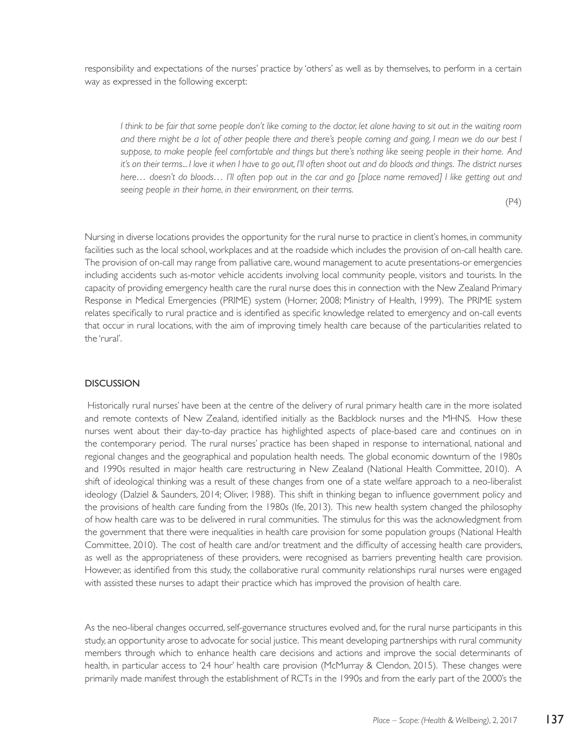responsibility and expectations of the nurses' practice by 'others' as well as by themselves, to perform in a certain way as expressed in the following excerpt:

> *I think to be fair that some people don't like coming to the doctor, let alone having to sit out in the waiting room and there might be a lot of other people there and there's people coming and going, I mean we do our best I suppose, to make people feel comfortable and things but there's nothing like seeing people in their home. And it's on their terms... I love it when I have to go out, I'll often shoot out and do bloods and things. The district nurses here… doesn't do bloods… I'll often pop out in the car and go [place name removed] I like getting out and seeing people in their home, in their environment, on their terms.*
>
> (P4)

Nursing in diverse locations provides the opportunity for the rural nurse to practice in client's homes, in community facilities such as the local school, workplaces and at the roadside which includes the provision of on-call health care. The provision of on-call may range from palliative care, wound management to acute presentations-or emergencies including accidents such as-motor vehicle accidents involving local community people, visitors and tourists. In the capacity of providing emergency health care the rural nurse does this in connection with the New Zealand Primary Response in Medical Emergencies (PRIME) system (Horner, 2008; Ministry of Health, 1999). The PRIME system relates specifically to rural practice and is identified as specific knowledge related to emergency and on-call events that occur in rural locations, with the aim of improving timely health care because of the particularities related to the 'rural'.

## DISCUSSION

Historically rural nurses' have been at the centre of the delivery of rural primary health care in the more isolated and remote contexts of New Zealand, identified initially as the Backblock nurses and the MHNS. How these nurses went about their day-to-day practice has highlighted aspects of place-based care and continues on in the contemporary period. The rural nurses' practice has been shaped in response to international, national and regional changes and the geographical and population health needs. The global economic downturn of the 1980s and 1990s resulted in major health care restructuring in New Zealand (National Health Committee, 2010). A shift of ideological thinking was a result of these changes from one of a state welfare approach to a neo-liberalist ideology (Dalziel & Saunders, 2014; Oliver, 1988). This shift in thinking began to influence government policy and the provisions of health care funding from the 1980s (Ife, 2013). This new health system changed the philosophy of how health care was to be delivered in rural communities. The stimulus for this was the acknowledgment from the government that there were inequalities in health care provision for some population groups (National Health Committee, 2010). The cost of health care and/or treatment and the difficulty of accessing health care providers, as well as the appropriateness of these providers, were recognised as barriers preventing health care provision. However, as identified from this study, the collaborative rural community relationships rural nurses were engaged with assisted these nurses to adapt their practice which has improved the provision of health care.

As the neo-liberal changes occurred, self-governance structures evolved and, for the rural nurse participants in this study, an opportunity arose to advocate for social justice. This meant developing partnerships with rural community members through which to enhance health care decisions and actions and improve the social determinants of health, in particular access to '24 hour' health care provision (McMurray & Clendon, 2015). These changes were primarily made manifest through the establishment of RCTs in the 1990s and from the early part of the 2000's the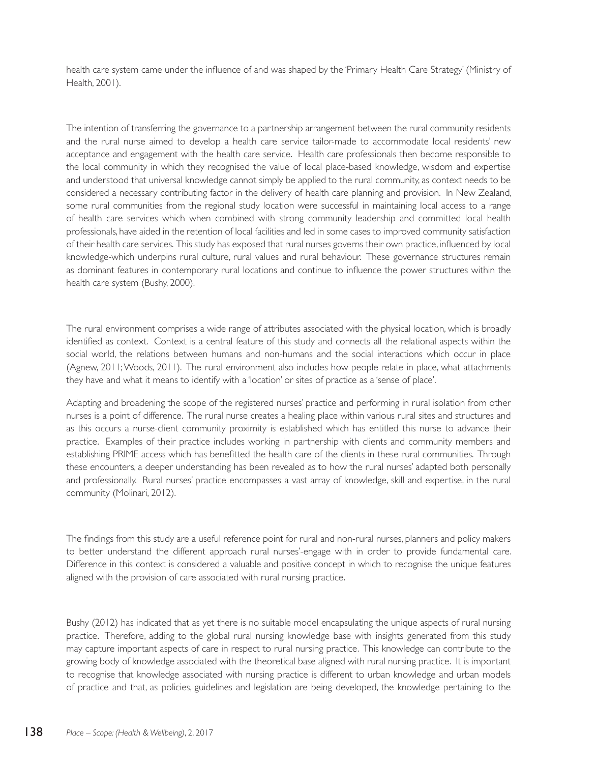health care system came under the influence of and was shaped by the 'Primary Health Care Strategy' (Ministry of Health, 2001).

The intention of transferring the governance to a partnership arrangement between the rural community residents and the rural nurse aimed to develop a health care service tailor-made to accommodate local residents' new acceptance and engagement with the health care service. Health care professionals then become responsible to the local community in which they recognised the value of local place-based knowledge, wisdom and expertise and understood that universal knowledge cannot simply be applied to the rural community, as context needs to be considered a necessary contributing factor in the delivery of health care planning and provision. In New Zealand, some rural communities from the regional study location were successful in maintaining local access to a range of health care services which when combined with strong community leadership and committed local health professionals, have aided in the retention of local facilities and led in some cases to improved community satisfaction of their health care services. This study has exposed that rural nurses governs their own practice, influenced by local knowledge-which underpins rural culture, rural values and rural behaviour. These governance structures remain as dominant features in contemporary rural locations and continue to influence the power structures within the health care system (Bushy, 2000).

The rural environment comprises a wide range of attributes associated with the physical location, which is broadly identified as context. Context is a central feature of this study and connects all the relational aspects within the social world, the relations between humans and non-humans and the social interactions which occur in place (Agnew, 2011; Woods, 2011). The rural environment also includes how people relate in place, what attachments they have and what it means to identify with a 'location' or sites of practice as a 'sense of place'.

Adapting and broadening the scope of the registered nurses' practice and performing in rural isolation from other nurses is a point of difference. The rural nurse creates a healing place within various rural sites and structures and as this occurs a nurse-client community proximity is established which has entitled this nurse to advance their practice. Examples of their practice includes working in partnership with clients and community members and establishing PRIME access which has benefitted the health care of the clients in these rural communities. Through these encounters, a deeper understanding has been revealed as to how the rural nurses' adapted both personally and professionally. Rural nurses' practice encompasses a vast array of knowledge, skill and expertise, in the rural community (Molinari, 2012).

The findings from this study are a useful reference point for rural and non-rural nurses, planners and policy makers to better understand the different approach rural nurses'-engage with in order to provide fundamental care. Difference in this context is considered a valuable and positive concept in which to recognise the unique features aligned with the provision of care associated with rural nursing practice.

Bushy (2012) has indicated that as yet there is no suitable model encapsulating the unique aspects of rural nursing practice. Therefore, adding to the global rural nursing knowledge base with insights generated from this study may capture important aspects of care in respect to rural nursing practice. This knowledge can contribute to the growing body of knowledge associated with the theoretical base aligned with rural nursing practice. It is important to recognise that knowledge associated with nursing practice is different to urban knowledge and urban models of practice and that, as policies, guidelines and legislation are being developed, the knowledge pertaining to the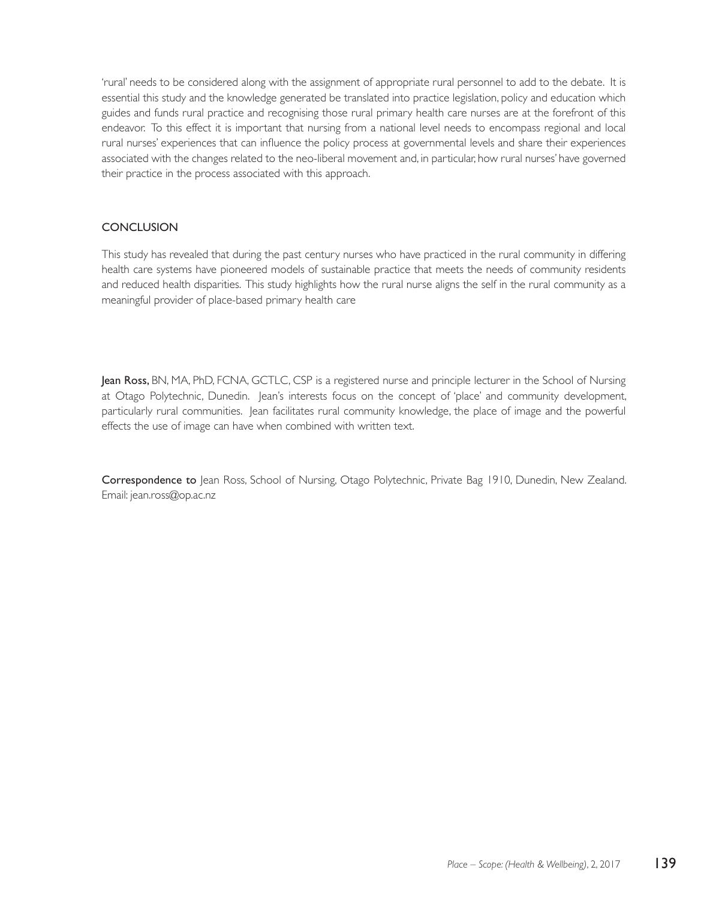'rural' needs to be considered along with the assignment of appropriate rural personnel to add to the debate. It is essential this study and the knowledge generated be translated into practice legislation, policy and education which guides and funds rural practice and recognising those rural primary health care nurses are at the forefront of this endeavor. To this effect it is important that nursing from a national level needs to encompass regional and local rural nurses' experiences that can influence the policy process at governmental levels and share their experiences associated with the changes related to the neo-liberal movement and, in particular, how rural nurses' have governed their practice in the process associated with this approach.

## CONCLUSION

This study has revealed that during the past century nurses who have practiced in the rural community in differing health care systems have pioneered models of sustainable practice that meets the needs of community residents and reduced health disparities. This study highlights how the rural nurse aligns the self in the rural community as a meaningful provider of place-based primary health care

**Jean Ross,** BN, MA, PhD, FCNA, GCTLC, CSP is a registered nurse and principle lecturer in the School of Nursing at Otago Polytechnic, Dunedin. Jean's interests focus on the concept of 'place' and community development, particularly rural communities. Jean facilitates rural community knowledge, the place of image and the powerful effects the use of image can have when combined with written text.

**Correspondence to** Jean Ross, School of Nursing, Otago Polytechnic, Private Bag 1910, Dunedin, New Zealand. Email: jean.ross@op.ac.nz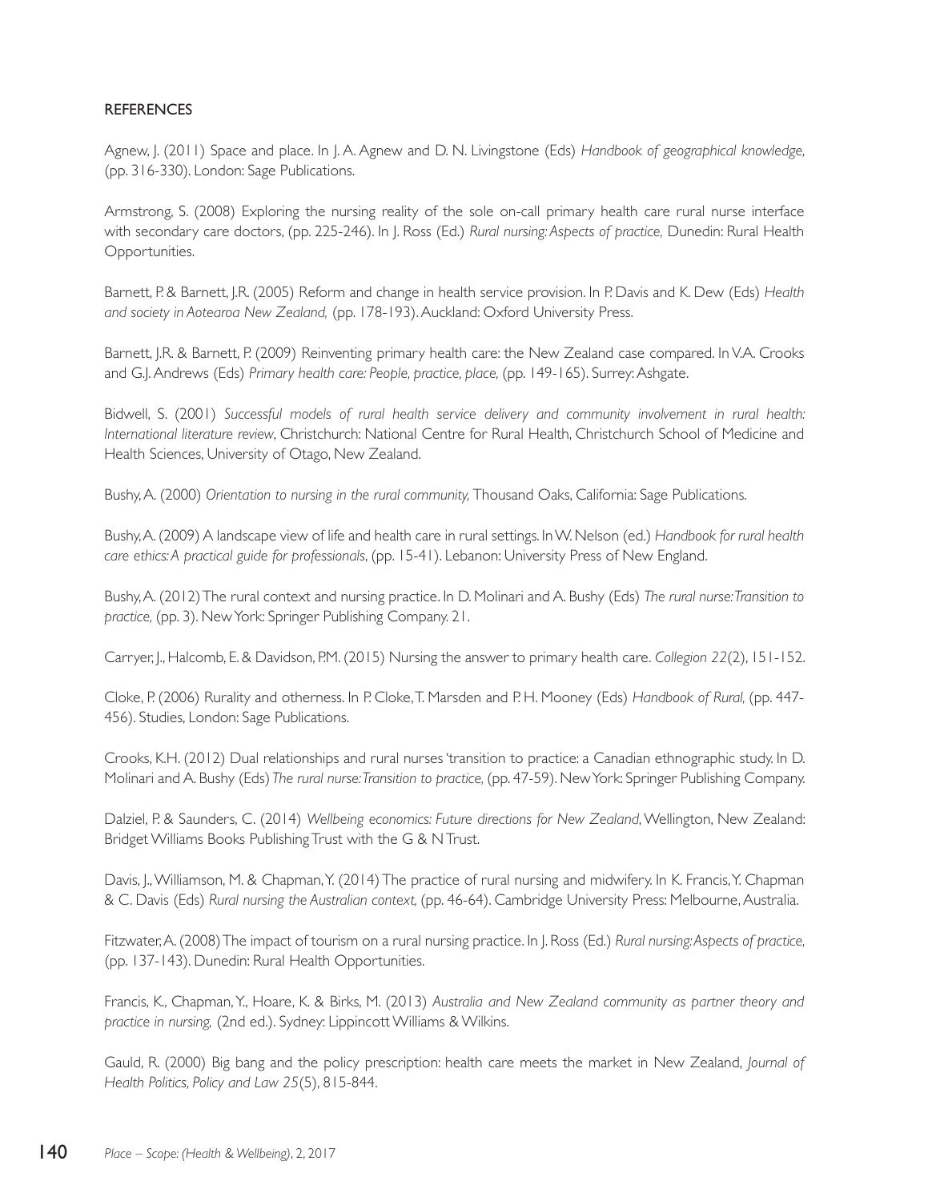## REFERENCES

Agnew, J. (2011) Space and place. In J. A. Agnew and D. N. Livingstone (Eds) *Handbook of geographical knowledge,* (pp. 316-330). London: Sage Publications.

Armstrong, S. (2008) Exploring the nursing reality of the sole on-call primary health care rural nurse interface with secondary care doctors, (pp. 225-246). In J. Ross (Ed.) *Rural nursing: Aspects of practice,* Dunedin: Rural Health Opportunities.

Barnett, P. & Barnett, J.R. (2005) Reform and change in health service provision. In P. Davis and K. Dew (Eds) *Health and society in Aotearoa New Zealand,* (pp. 178-193). Auckland: Oxford University Press.

Barnett, J.R. & Barnett, P. (2009) Reinventing primary health care: the New Zealand case compared. In V.A. Crooks and G.J. Andrews (Eds) *Primary health care: People, practice, place,* (pp. 149-165). Surrey: Ashgate.

Bidwell, S. (2001) *Successful models of rural health service delivery and community involvement in rural health: International literature review*, Christchurch: National Centre for Rural Health, Christchurch School of Medicine and Health Sciences, University of Otago, New Zealand.

Bushy, A. (2000) *Orientation to nursing in the rural community,* Thousand Oaks, California: Sage Publications.

Bushy, A. (2009) A landscape view of life and health care in rural settings. In W. Nelson (ed.) *Handbook for rural health care ethics: A practical guide for professionals*, (pp. 15-41). Lebanon: University Press of New England.

Bushy, A. (2012) The rural context and nursing practice. In D. Molinari and A. Bushy (Eds) *The rural nurse: Transition to practice,* (pp. 3). New York: Springer Publishing Company. 21.

Carryer, J., Halcomb, E. & Davidson, P.M. (2015) Nursing the answer to primary health care. *Collegion 22*(2), 151-152.

Cloke, P. (2006) Rurality and otherness. In P. Cloke, T. Marsden and P. H. Mooney (Eds) *Handbook of Rural,* (pp. 447-456). Studies, London: Sage Publications.

Crooks, K.H. (2012) Dual relationships and rural nurses 'transition to practice: a Canadian ethnographic study. In D. Molinari and A. Bushy (Eds) *The rural nurse: Transition to practice,* (pp. 47-59). New York: Springer Publishing Company.

Dalziel, P. & Saunders, C. (2014) *Wellbeing economics: Future directions for New Zealand*, Wellington, New Zealand: Bridget Williams Books Publishing Trust with the G & N Trust.

Davis, J., Williamson, M. & Chapman, Y. (2014) The practice of rural nursing and midwifery. In K. Francis, Y. Chapman & C. Davis (Eds) *Rural nursing the Australian context,* (pp. 46-64). Cambridge University Press: Melbourne, Australia.

Fitzwater, A. (2008) The impact of tourism on a rural nursing practice. In J. Ross (Ed.) *Rural nursing: Aspects of practice,* (pp. 137-143). Dunedin: Rural Health Opportunities.

Francis, K., Chapman, Y., Hoare, K. & Birks, M. (2013) *Australia and New Zealand community as partner theory and practice in nursing,* (2nd ed.). Sydney: Lippincott Williams & Wilkins.

Gauld, R. (2000) Big bang and the policy prescription: health care meets the market in New Zealand, *Journal of Health Politics, Policy and Law 25*(5), 815-844.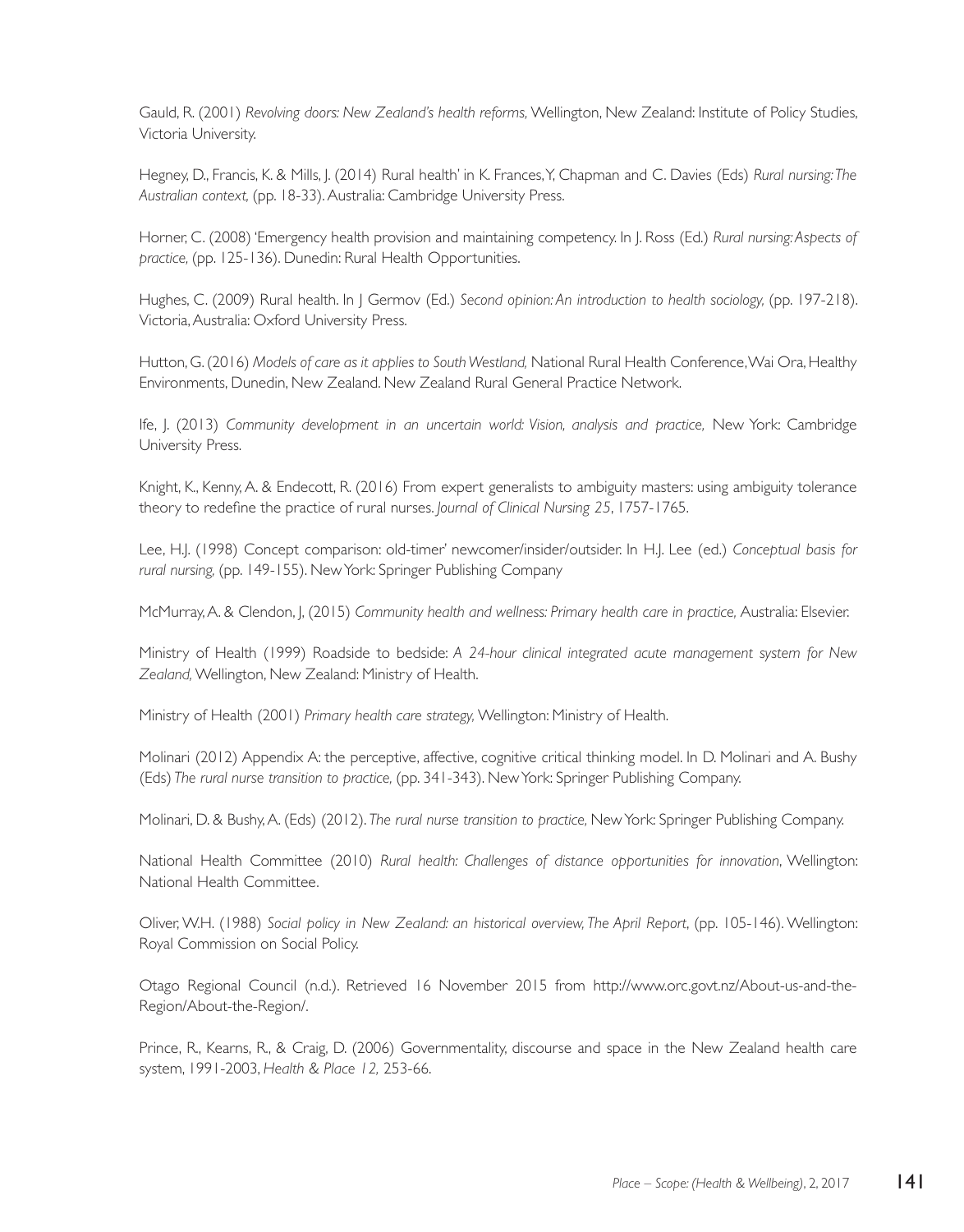Gauld, R. (2001) *Revolving doors: New Zealand's health reforms,* Wellington, New Zealand: Institute of Policy Studies, Victoria University.

Hegney, D., Francis, K. & Mills, J. (2014) Rural health' in K. Frances, Y, Chapman and C. Davies (Eds) *Rural nursing: The Australian context,* (pp. 18-33). Australia: Cambridge University Press.

Horner, C. (2008) 'Emergency health provision and maintaining competency. In J. Ross (Ed.) *Rural nursing: Aspects of practice,* (pp. 125-136). Dunedin: Rural Health Opportunities.

Hughes, C. (2009) Rural health. In J Germov (Ed.) *Second opinion: An introduction to health sociology,* (pp. 197-218). Victoria, Australia: Oxford University Press.

Hutton, G. (2016) *Models of care as it applies to South Westland,* National Rural Health Conference, Wai Ora, Healthy Environments, Dunedin, New Zealand. New Zealand Rural General Practice Network.

Ife, J. (2013) *Community development in an uncertain world: Vision, analysis and practice,* New York: Cambridge University Press.

Knight, K., Kenny, A. & Endecott, R. (2016) From expert generalists to ambiguity masters: using ambiguity tolerance theory to redefine the practice of rural nurses. *Journal of Clinical Nursing 25*, 1757-1765.

Lee, H.J. (1998) Concept comparison: old-timer' newcomer/insider/outsider. In H.J. Lee (ed.) *Conceptual basis for rural nursing,* (pp. 149-155). New York: Springer Publishing Company

McMurray, A. & Clendon, J, (2015) *Community health and wellness: Primary health care in practice,* Australia: Elsevier.

Ministry of Health (1999) Roadside to bedside: *A 24-hour clinical integrated acute management system for New Zealand,* Wellington, New Zealand: Ministry of Health.

Ministry of Health (2001) *Primary health care strategy,* Wellington: Ministry of Health.

Molinari (2012) Appendix A: the perceptive, affective, cognitive critical thinking model. In D. Molinari and A. Bushy (Eds) *The rural nurse transition to practice,* (pp. 341-343). New York: Springer Publishing Company.

Molinari, D. & Bushy, A. (Eds) (2012). *The rural nurse transition to practice,* New York: Springer Publishing Company.

National Health Committee (2010) *Rural health: Challenges of distance opportunities for innovation*, Wellington: National Health Committee.

Oliver, W.H. (1988) *Social policy in New Zealand: an historical overview, The April Report,* (pp. 105-146). Wellington: Royal Commission on Social Policy.

Otago Regional Council (n.d.). Retrieved 16 November 2015 from http://www.orc.govt.nz/About-us-and-the-Region/About-the-Region/.

Prince, R., Kearns, R., & Craig, D. (2006) Governmentality, discourse and space in the New Zealand health care system, 1991-2003, *Health & Place 12,* 253-66.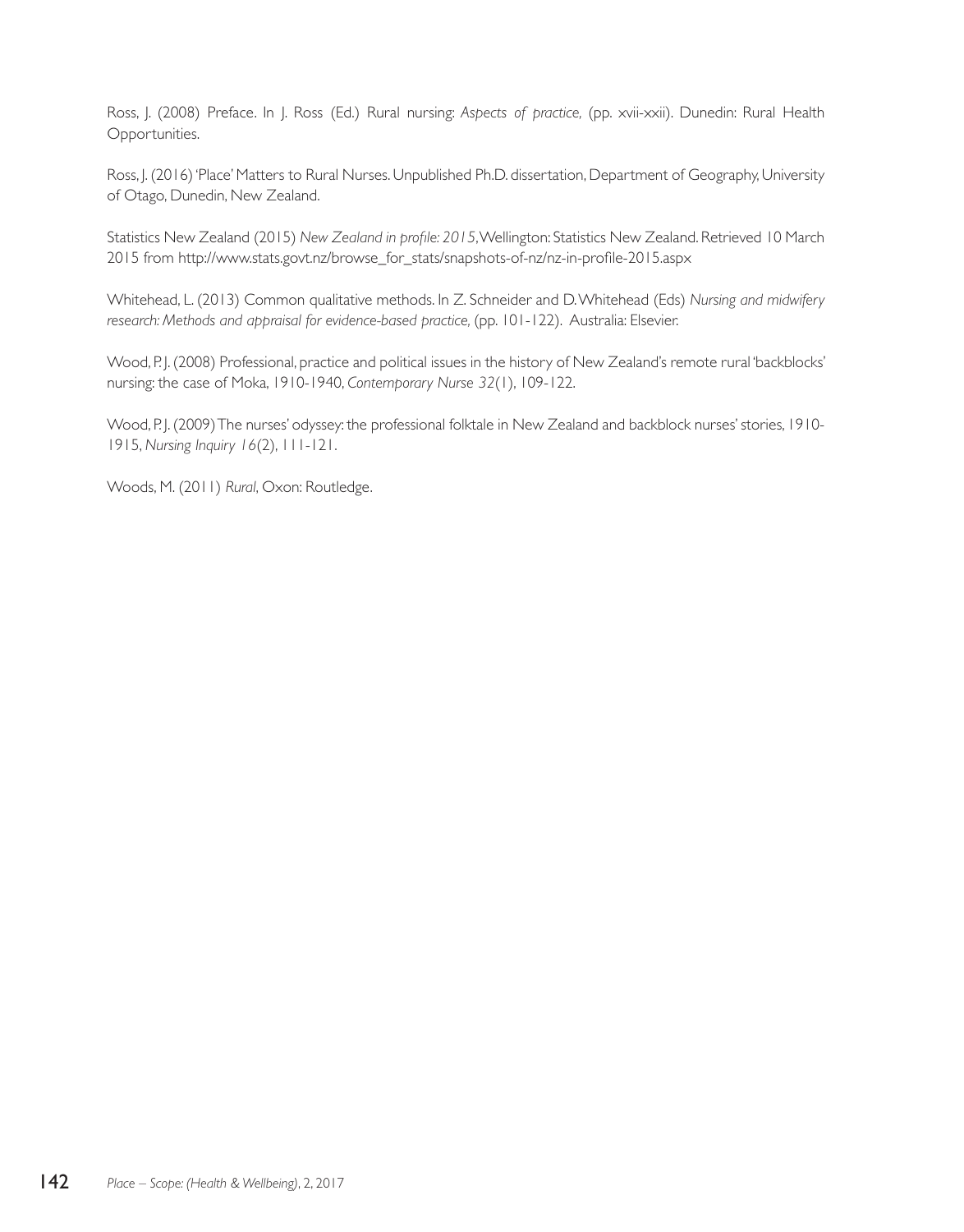Ross, J. (2008) Preface. In J. Ross (Ed.) Rural nursing: *Aspects of practice,* (pp. xvii-xxii). Dunedin: Rural Health Opportunities.

Ross, J. (2016) 'Place' Matters to Rural Nurses. Unpublished Ph.D. dissertation, Department of Geography, University of Otago, Dunedin, New Zealand.

Statistics New Zealand (2015) *New Zealand in profile: 2015*, Wellington: Statistics New Zealand. Retrieved 10 March 2015 from http://www.stats.govt.nz/browse_for_stats/snapshots-of-nz/nz-in-profile-2015.aspx

Whitehead, L. (2013) Common qualitative methods. In Z. Schneider and D. Whitehead (Eds) *Nursing and midwifery research: Methods and appraisal for evidence-based practice,* (pp. 101-122). Australia: Elsevier.

Wood, P. J. (2008) Professional, practice and political issues in the history of New Zealand's remote rural 'backblocks' nursing: the case of Moka, 1910-1940, *Contemporary Nurse 32*(1), 109-122.

Wood, P. J. (2009) The nurses' odyssey: the professional folktale in New Zealand and backblock nurses' stories, 1910-1915, *Nursing Inquiry 16*(2), 111-121.

Woods, M. (2011) *Rural*, Oxon: Routledge.